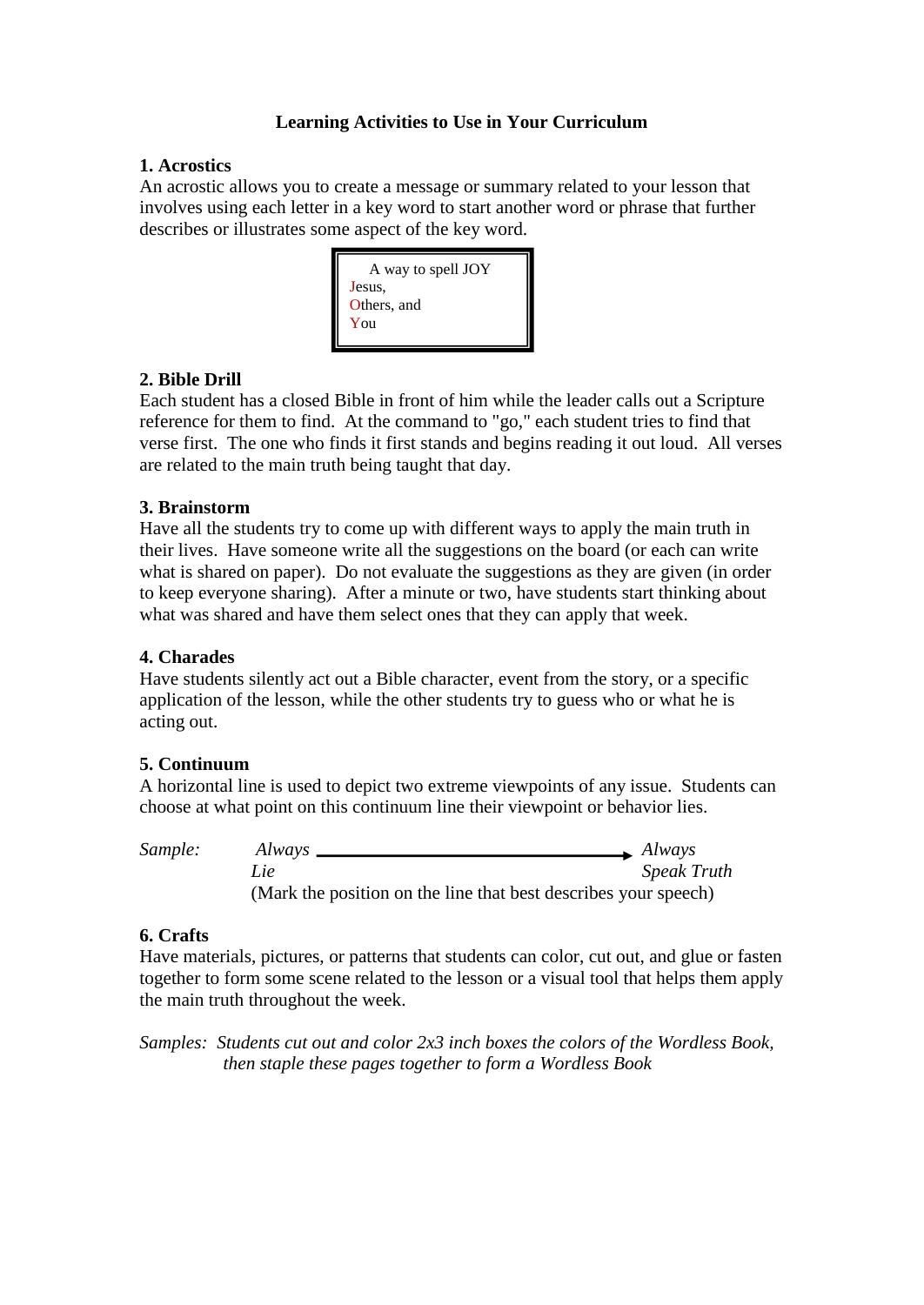# Learning Activities to Use in Your Curriculum

## 1. Acrostics

An acrostic allows you to create a message or summary related to your lesson that involves using each letter in a key word to start another word or phrase that further describes or illustrates some aspect of the key word.

> A way to spell JOY
> Jesus,
> Others, and
> You

## 2. Bible Drill

Each student has a closed Bible in front of him while the leader calls out a Scripture reference for them to find. At the command to "go," each student tries to find that verse first. The one who finds it first stands and begins reading it out loud. All verses are related to the main truth being taught that day.

## 3. Brainstorm

Have all the students try to come up with different ways to apply the main truth in their lives. Have someone write all the suggestions on the board (or each can write what is shared on paper). Do not evaluate the suggestions as they are given (in order to keep everyone sharing). After a minute or two, have students start thinking about what was shared and have them select ones that they can apply that week.

## 4. Charades

Have students silently act out a Bible character, event from the story, or a specific application of the lesson, while the other students try to guess who or what he is acting out.

## 5. Continuum

A horizontal line is used to depict two extreme viewpoints of any issue. Students can choose at what point on this continuum line their viewpoint or behavior lies.

*Sample:* *Always Lie* ————————————————→ *Always Speak Truth*

(Mark the position on the line that best describes your speech)

## 6. Crafts

Have materials, pictures, or patterns that students can color, cut out, and glue or fasten together to form some scene related to the lesson or a visual tool that helps them apply the main truth throughout the week.

*Samples: Students cut out and color 2x3 inch boxes the colors of the Wordless Book, then staple these pages together to form a Wordless Book*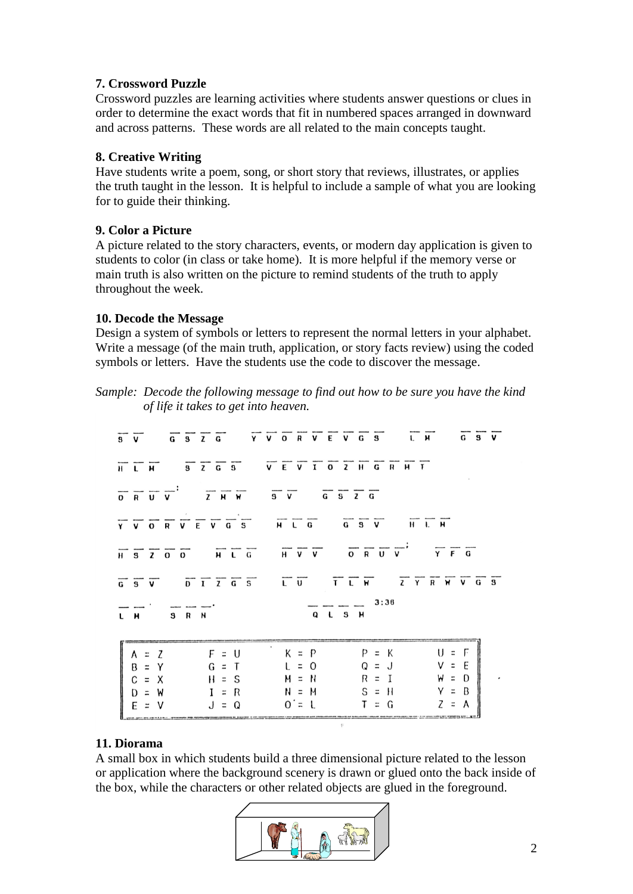### 7. Crossword Puzzle

Crossword puzzles are learning activities where students answer questions or clues in order to determine the exact words that fit in numbered spaces arranged in downward and across patterns. These words are all related to the main concepts taught.

### 8. Creative Writing

Have students write a poem, song, or short story that reviews, illustrates, or applies the truth taught in the lesson. It is helpful to include a sample of what you are looking for to guide their thinking.

### 9. Color a Picture

A picture related to the story characters, events, or modern day application is given to students to color (in class or take home). It is more helpful if the memory verse or main truth is also written on the picture to remind students of the truth to apply throughout the week.

### 10. Decode the Message

Design a system of symbols or letters to represent the normal letters in your alphabet. Write a message (of the main truth, application, or story facts review) using the coded symbols or letters. Have the students use the code to discover the message.

*Sample: Decode the following message to find out how to be sure you have the kind of life it takes to get into heaven.*

```
S V   G S Z G   Y V O R V E V G S   L M   G S V
H L M   S Z G S   V E V I O Z H G R M T
O R U V:   Z M W   S V   G S Z G
Y V O R V E V G S   M L G   G S V   H L M
H S Z O O   M L G   H V V   O R U V;   Y F G
G S V   D I Z G S   L U   T L W   Z Y R W V G S
L M.   S R N.                Q L S M  3:36
```

| | | | | |
|---|---|---|---|---|
| A = Z | F = U | K = P | P = K | U = F |
| B = Y | G = T | L = O | Q = J | V = E |
| C = X | H = S | M = N | R = I | W = D |
| D = W | I = R | N = M | S = H | Y = B |
| E = V | J = Q | O = L | T = G | Z = A |

### 11. Diorama

A small box in which students build a three dimensional picture related to the lesson or application where the background scenery is drawn or glued onto the back inside of the box, while the characters or other related objects are glued in the foreground.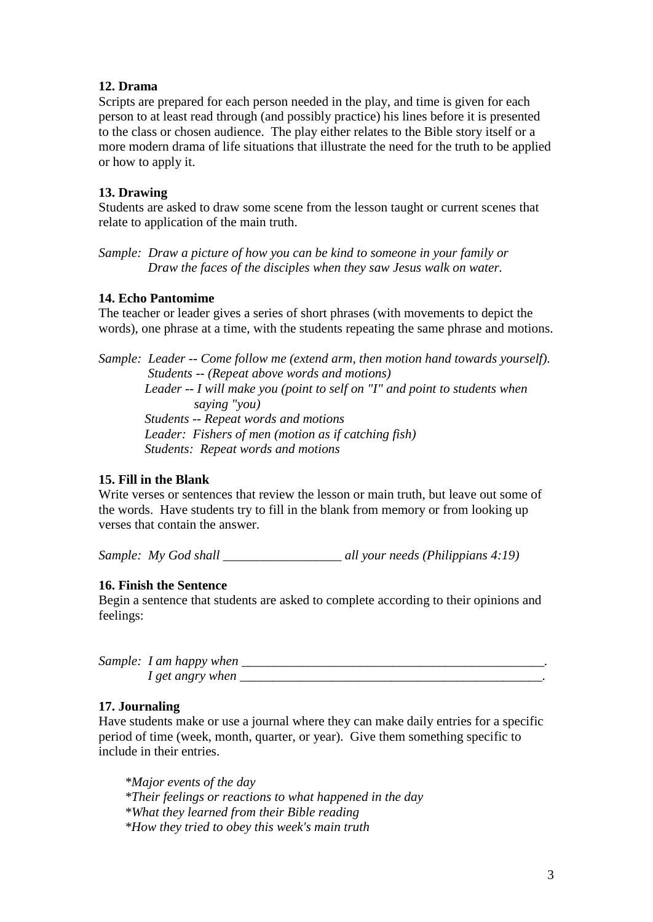**12. Drama**
Scripts are prepared for each person needed in the play, and time is given for each person to at least read through (and possibly practice) his lines before it is presented to the class or chosen audience. The play either relates to the Bible story itself or a more modern drama of life situations that illustrate the need for the truth to be applied or how to apply it.

**13. Drawing**
Students are asked to draw some scene from the lesson taught or current scenes that relate to application of the main truth.

*Sample: Draw a picture of how you can be kind to someone in your family or*
*Draw the faces of the disciples when they saw Jesus walk on water.*

**14. Echo Pantomime**
The teacher or leader gives a series of short phrases (with movements to depict the words), one phrase at a time, with the students repeating the same phrase and motions.

*Sample: Leader -- Come follow me (extend arm, then motion hand towards yourself).*
*Students -- (Repeat above words and motions)*
*Leader -- I will make you (point to self on "I" and point to students when saying "you)*
*Students -- Repeat words and motions*
*Leader: Fishers of men (motion as if catching fish)*
*Students: Repeat words and motions*

**15. Fill in the Blank**
Write verses or sentences that review the lesson or main truth, but leave out some of the words. Have students try to fill in the blank from memory or from looking up verses that contain the answer.

*Sample: My God shall __________________ all your needs (Philippians 4:19)*

**16. Finish the Sentence**
Begin a sentence that students are asked to complete according to their opinions and feelings:

*Sample: I am happy when ________________________________________________.*
*I get angry when ________________________________________________.*

**17. Journaling**
Have students make or use a journal where they can make daily entries for a specific period of time (week, month, quarter, or year). Give them something specific to include in their entries.

*\*Major events of the day*
*\*Their feelings or reactions to what happened in the day*
*\*What they learned from their Bible reading*
*\*How they tried to obey this week's main truth*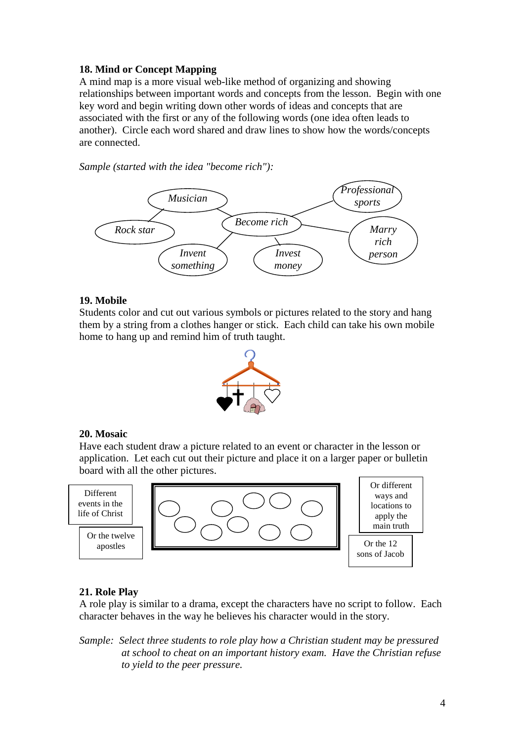**18. Mind or Concept Mapping**

A mind map is a more visual web-like method of organizing and showing relationships between important words and concepts from the lesson. Begin with one key word and begin writing down other words of ideas and concepts that are associated with the first or any of the following words (one idea often leads to another). Circle each word shared and draw lines to show how the words/concepts are connected.

*Sample (started with the idea "become rich"):*

*Musician* — *Rock star* — *Become rich* — *Professional sports* — *Marry rich person* — *Invent something* — *Invest money*

**19. Mobile**

Students color and cut out various symbols or pictures related to the story and hang them by a string from a clothes hanger or stick. Each child can take his own mobile home to hang up and remind him of truth taught.

**20. Mosaic**

Have each student draw a picture related to an event or character in the lesson or application. Let each cut out their picture and place it on a larger paper or bulletin board with all the other pictures.

Different events in the life of Christ

Or the twelve apostles

Or different ways and locations to apply the main truth

Or the 12 sons of Jacob

**21. Role Play**

A role play is similar to a drama, except the characters have no script to follow. Each character behaves in the way he believes his character would in the story.

*Sample: Select three students to role play how a Christian student may be pressured at school to cheat on an important history exam. Have the Christian refuse to yield to the peer pressure.*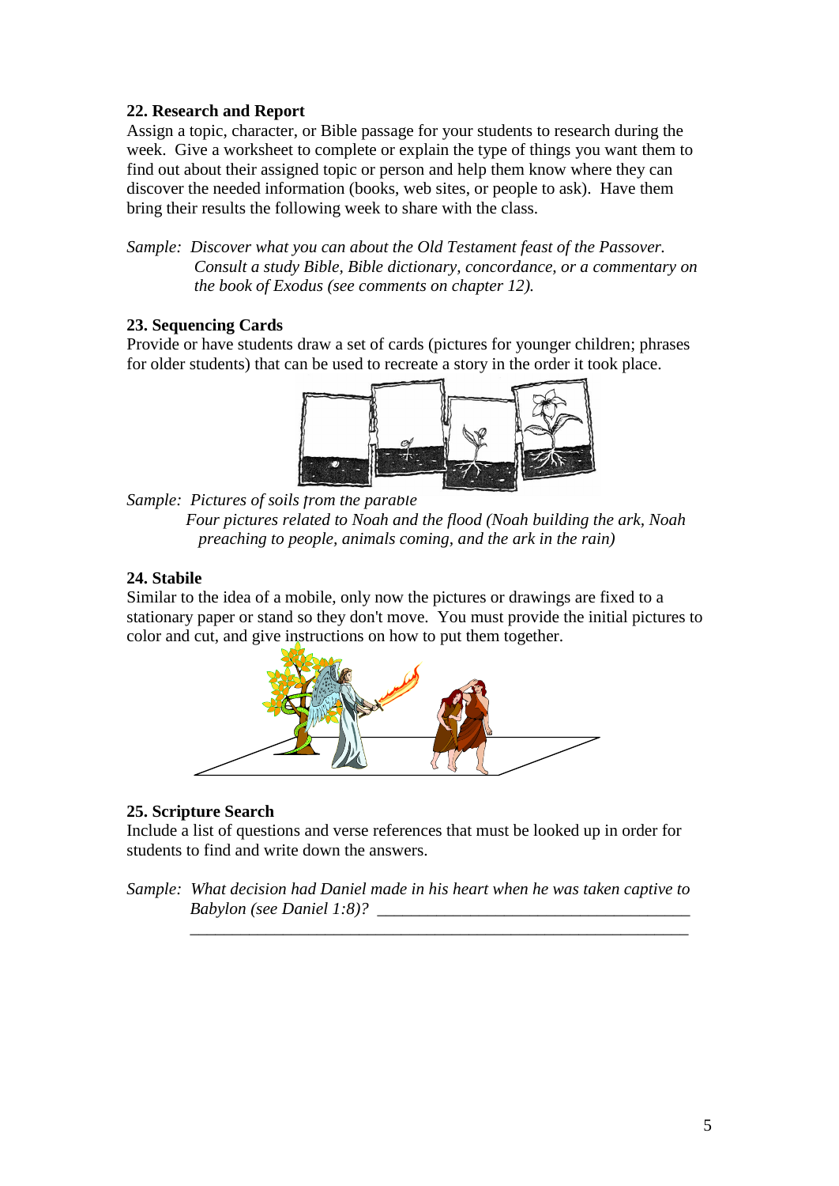**22. Research and Report**

Assign a topic, character, or Bible passage for your students to research during the week. Give a worksheet to complete or explain the type of things you want them to find out about their assigned topic or person and help them know where they can discover the needed information (books, web sites, or people to ask). Have them bring their results the following week to share with the class.

*Sample: Discover what you can about the Old Testament feast of the Passover. Consult a study Bible, Bible dictionary, concordance, or a commentary on the book of Exodus (see comments on chapter 12).*

**23. Sequencing Cards**

Provide or have students draw a set of cards (pictures for younger children; phrases for older students) that can be used to recreate a story in the order it took place.

*Sample: Pictures of soils from the parable*
*Four pictures related to Noah and the flood (Noah building the ark, Noah preaching to people, animals coming, and the ark in the rain)*

**24. Stabile**

Similar to the idea of a mobile, only now the pictures or drawings are fixed to a stationary paper or stand so they don't move. You must provide the initial pictures to color and cut, and give instructions on how to put them together.

**25. Scripture Search**

Include a list of questions and verse references that must be looked up in order for students to find and write down the answers.

*Sample: What decision had Daniel made in his heart when he was taken captive to Babylon (see Daniel 1:8)?* ____________________________________
______________________________________________________________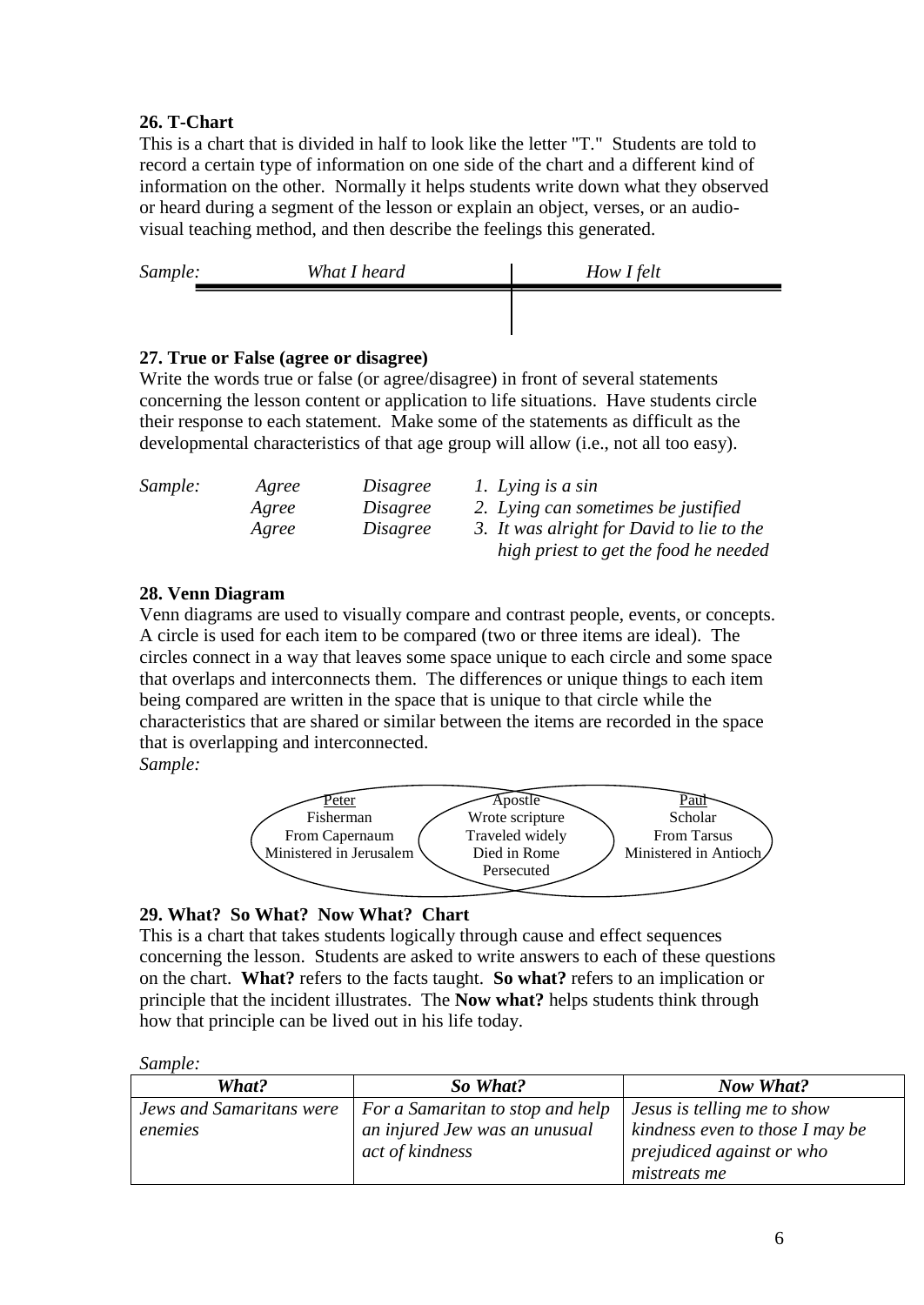**26. T-Chart**

This is a chart that is divided in half to look like the letter "T." Students are told to record a certain type of information on one side of the chart and a different kind of information on the other. Normally it helps students write down what they observed or heard during a segment of the lesson or explain an object, verses, or an audio-visual teaching method, and then describe the feelings this generated.

*Sample:*

| *What I heard* | *How I felt* |
|---|---|
| | |

**27. True or False (agree or disagree)**

Write the words true or false (or agree/disagree) in front of several statements concerning the lesson content or application to life situations. Have students circle their response to each statement. Make some of the statements as difficult as the developmental characteristics of that age group will allow (i.e., not all too easy).

*Sample:*

*Agree* *Disagree* *1. Lying is a sin*

*Agree* *Disagree* *2. Lying can sometimes be justified*

*Agree* *Disagree* *3. It was alright for David to lie to the high priest to get the food he needed*

**28. Venn Diagram**

Venn diagrams are used to visually compare and contrast people, events, or concepts. A circle is used for each item to be compared (two or three items are ideal). The circles connect in a way that leaves some space unique to each circle and some space that overlaps and interconnects them. The differences or unique things to each item being compared are written in the space that is unique to that circle while the characteristics that are shared or similar between the items are recorded in the space that is overlapping and interconnected.

*Sample:*

| Peter | Apostle | Paul |
|---|---|---|
| Fisherman | Wrote scripture | Scholar |
| From Capernaum | Traveled widely | From Tarsus |
| Ministered in Jerusalem | Died in Rome | Ministered in Antioch |
| | Persecuted | |

**29. What? So What? Now What? Chart**

This is a chart that takes students logically through cause and effect sequences concerning the lesson. Students are asked to write answers to each of these questions on the chart. **What?** refers to the facts taught. **So what?** refers to an implication or principle that the incident illustrates. The **Now what?** helps students think through how that principle can be lived out in his life today.

*Sample:*

| *What?* | *So What?* | *Now What?* |
|---|---|---|
| *Jews and Samaritans were enemies* | *For a Samaritan to stop and help an injured Jew was an unusual act of kindness* | *Jesus is telling me to show kindness even to those I may be prejudiced against or who mistreats me* |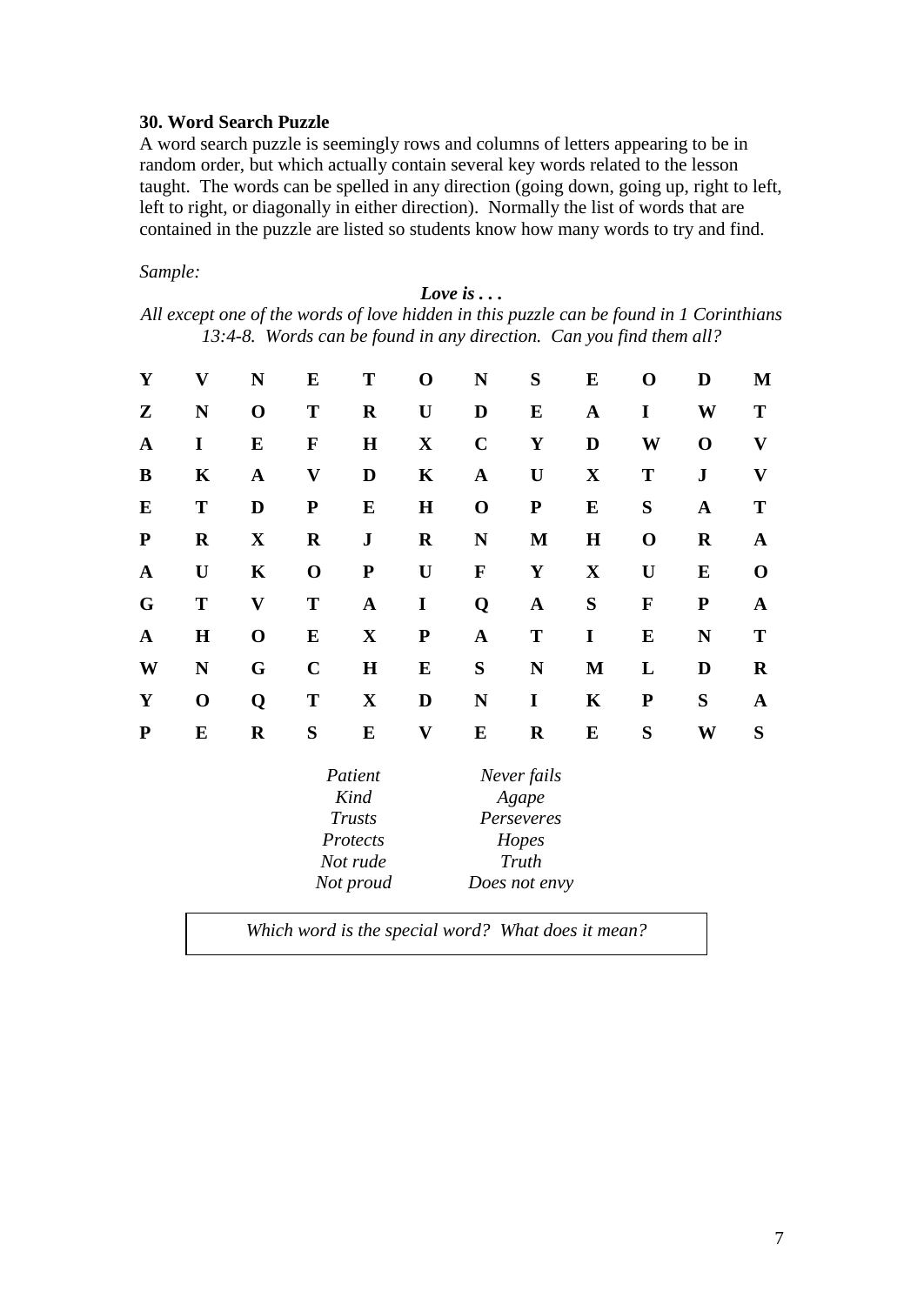**30. Word Search Puzzle**

A word search puzzle is seemingly rows and columns of letters appearing to be in random order, but which actually contain several key words related to the lesson taught. The words can be spelled in any direction (going down, going up, right to left, left to right, or diagonally in either direction). Normally the list of words that are contained in the puzzle are listed so students know how many words to try and find.

*Sample:*

***Love is . . .***

*All except one of the words of love hidden in this puzzle can be found in 1 Corinthians 13:4-8. Words can be found in any direction. Can you find them all?*

| | | | | | | | | | | | |
|---|---|---|---|---|---|---|---|---|---|---|---|
| **Y** | **V** | **N** | **E** | **T** | **O** | **N** | **S** | **E** | **O** | **D** | **M** |
| **Z** | **N** | **O** | **T** | **R** | **U** | **D** | **E** | **A** | **I** | **W** | **T** |
| **A** | **I** | **E** | **F** | **H** | **X** | **C** | **Y** | **D** | **W** | **O** | **V** |
| **B** | **K** | **A** | **V** | **D** | **K** | **A** | **U** | **X** | **T** | **J** | **V** |
| **E** | **T** | **D** | **P** | **E** | **H** | **O** | **P** | **E** | **S** | **A** | **T** |
| **P** | **R** | **X** | **R** | **J** | **R** | **N** | **M** | **H** | **O** | **R** | **A** |
| **A** | **U** | **K** | **O** | **P** | **U** | **F** | **Y** | **X** | **U** | **E** | **O** |
| **G** | **T** | **V** | **T** | **A** | **I** | **Q** | **A** | **S** | **F** | **P** | **A** |
| **A** | **H** | **O** | **E** | **X** | **P** | **A** | **T** | **I** | **E** | **N** | **T** |
| **W** | **N** | **G** | **C** | **H** | **E** | **S** | **N** | **M** | **L** | **D** | **R** |
| **Y** | **O** | **Q** | **T** | **X** | **D** | **N** | **I** | **K** | **P** | **S** | **A** |
| **P** | **E** | **R** | **S** | **E** | **V** | **E** | **R** | **E** | **S** | **W** | **S** |

| | |
|---|---|
| *Patient* | *Never fails* |
| *Kind* | *Agape* |
| *Trusts* | *Perseveres* |
| *Protects* | *Hopes* |
| *Not rude* | *Truth* |
| *Not proud* | *Does not envy* |

*Which word is the special word? What does it mean?*